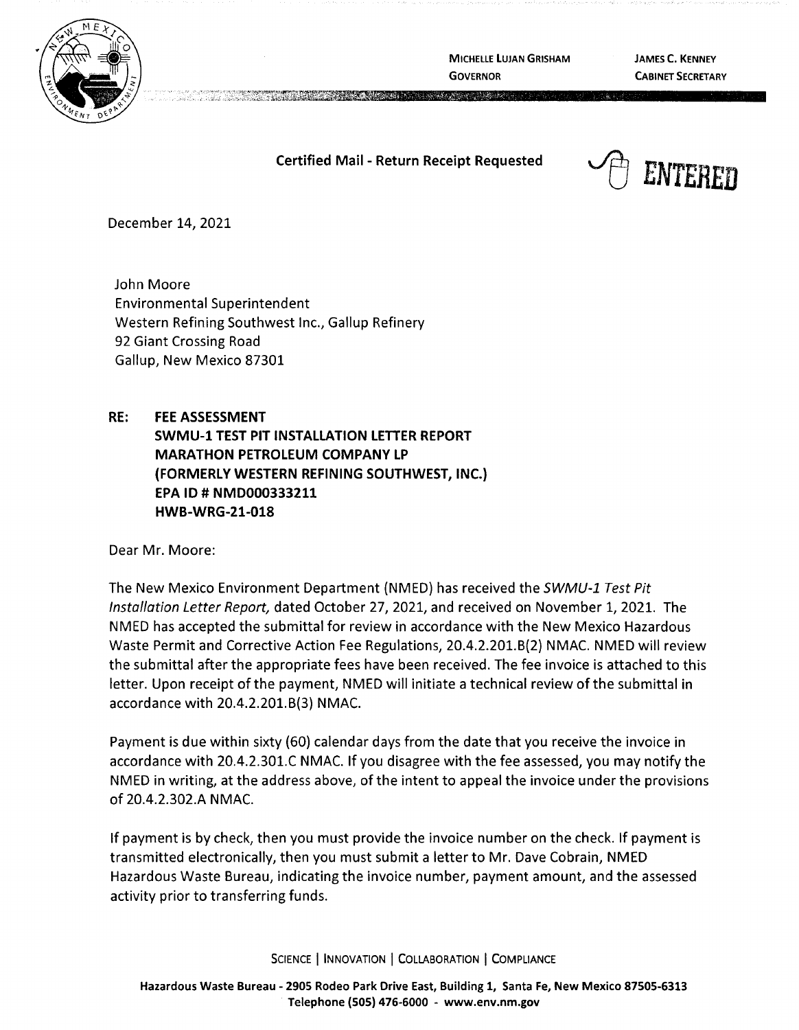MICHELLE LUJAN GRISHAM
GOVERNOR

JAMES C. KENNEY
CABINET SECRETARY

**Certified Mail - Return Receipt Requested**

ENTERED

December 14, 2021

John Moore
Environmental Superintendent
Western Refining Southwest Inc., Gallup Refinery
92 Giant Crossing Road
Gallup, New Mexico 87301

**RE: FEE ASSESSMENT**
**SWMU-1 TEST PIT INSTALLATION LETTER REPORT**
**MARATHON PETROLEUM COMPANY LP**
**(FORMERLY WESTERN REFINING SOUTHWEST, INC.)**
**EPA ID # NMD000333211**
**HWB-WRG-21-018**

Dear Mr. Moore:

The New Mexico Environment Department (NMED) has received the *SWMU-1 Test Pit Installation Letter Report,* dated October 27, 2021, and received on November 1, 2021. The NMED has accepted the submittal for review in accordance with the New Mexico Hazardous Waste Permit and Corrective Action Fee Regulations, 20.4.2.201.B(2) NMAC. NMED will review the submittal after the appropriate fees have been received. The fee invoice is attached to this letter. Upon receipt of the payment, NMED will initiate a technical review of the submittal in accordance with 20.4.2.201.B(3) NMAC.

Payment is due within sixty (60) calendar days from the date that you receive the invoice in accordance with 20.4.2.301.C NMAC. If you disagree with the fee assessed, you may notify the NMED in writing, at the address above, of the intent to appeal the invoice under the provisions of 20.4.2.302.A NMAC.

If payment is by check, then you must provide the invoice number on the check. If payment is transmitted electronically, then you must submit a letter to Mr. Dave Cobrain, NMED Hazardous Waste Bureau, indicating the invoice number, payment amount, and the assessed activity prior to transferring funds.

SCIENCE | INNOVATION | COLLABORATION | COMPLIANCE

**Hazardous Waste Bureau - 2905 Rodeo Park Drive East, Building 1, Santa Fe, New Mexico 87505-6313**
**Telephone (505) 476-6000 - www.env.nm.gov**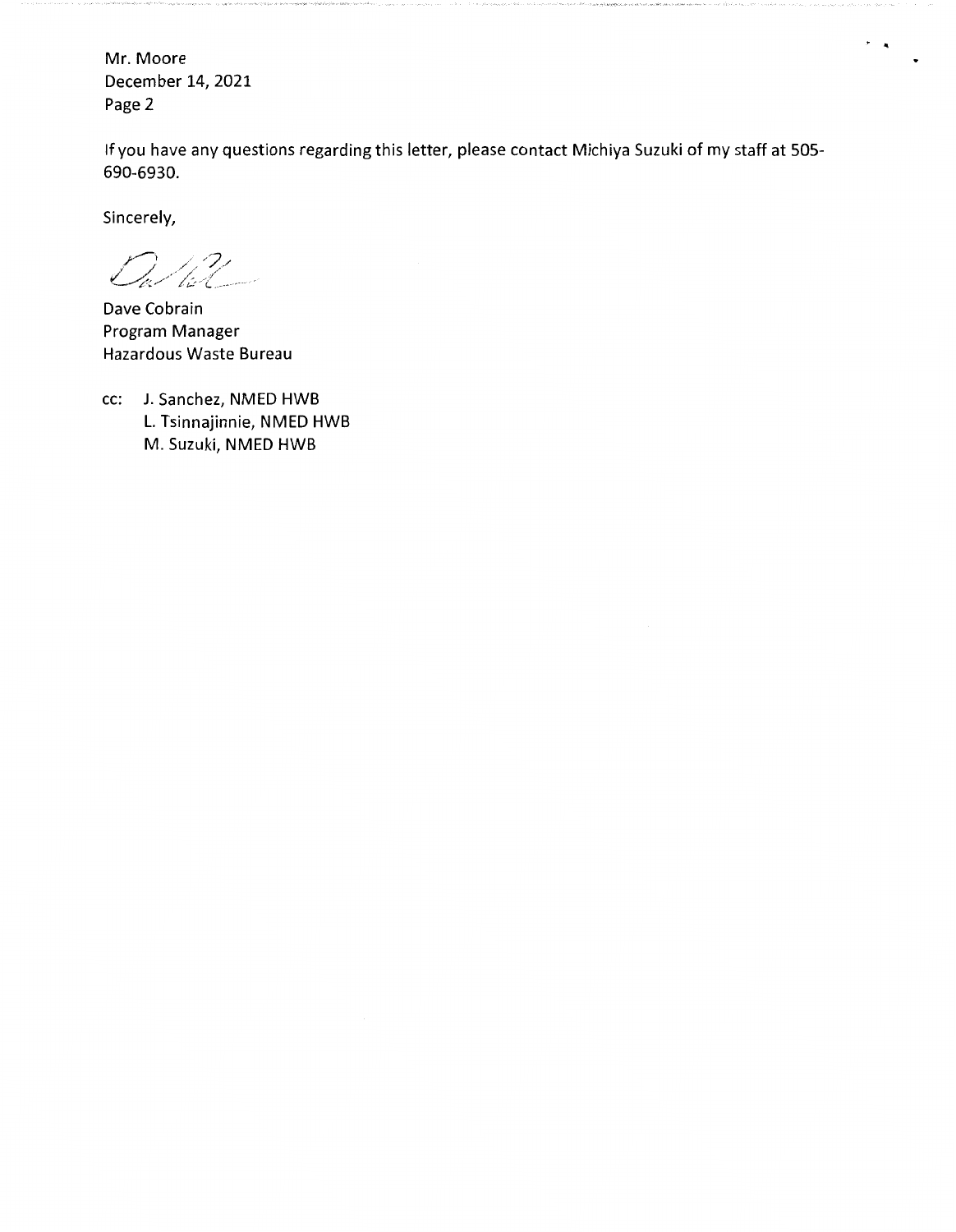Mr. Moore
December 14, 2021
Page 2

If you have any questions regarding this letter, please contact Michiya Suzuki of my staff at 505-690-6930.

Sincerely,

Dave Cobrain
Program Manager
Hazardous Waste Bureau

cc: J. Sanchez, NMED HWB
L. Tsinnajinnie, NMED HWB
M. Suzuki, NMED HWB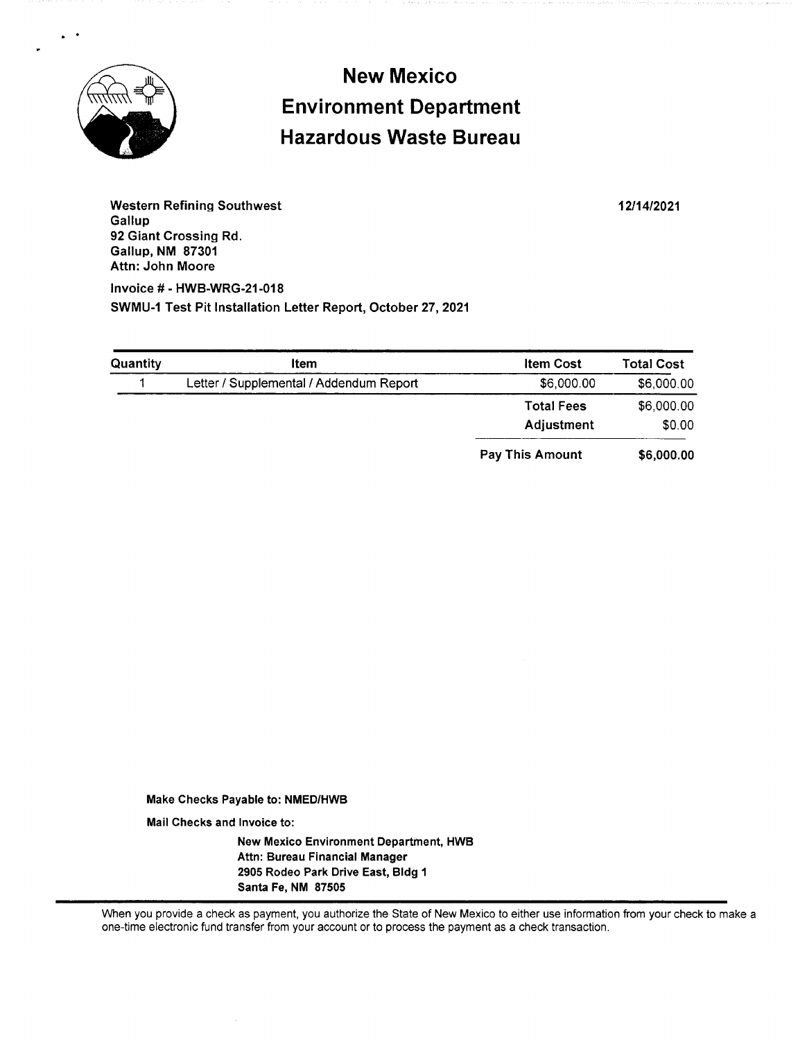# New Mexico Environment Department Hazardous Waste Bureau

**Western Refining Southwest**
**Gallup**
**92 Giant Crossing Rd.**
**Gallup, NM 87301**
**Attn: John Moore**

**12/14/2021**

**Invoice # - HWB-WRG-21-018**

**SWMU-1 Test Pit Installation Letter Report, October 27, 2021**

| Quantity | Item | Item Cost | Total Cost |
|---|---|---|---|
| 1 | Letter / Supplemental / Addendum Report | $6,000.00 | $6,000.00 |
| | | **Total Fees** | $6,000.00 |
| | | **Adjustment** | $0.00 |
| | | **Pay This Amount** | **$6,000.00** |

**Make Checks Payable to: NMED/HWB**

**Mail Checks and Invoice to:**

**New Mexico Environment Department, HWB**
**Attn: Bureau Financial Manager**
**2905 Rodeo Park Drive East, Bldg 1**
**Santa Fe, NM 87505**

When you provide a check as payment, you authorize the State of New Mexico to either use information from your check to make a one-time electronic fund transfer from your account or to process the payment as a check transaction.